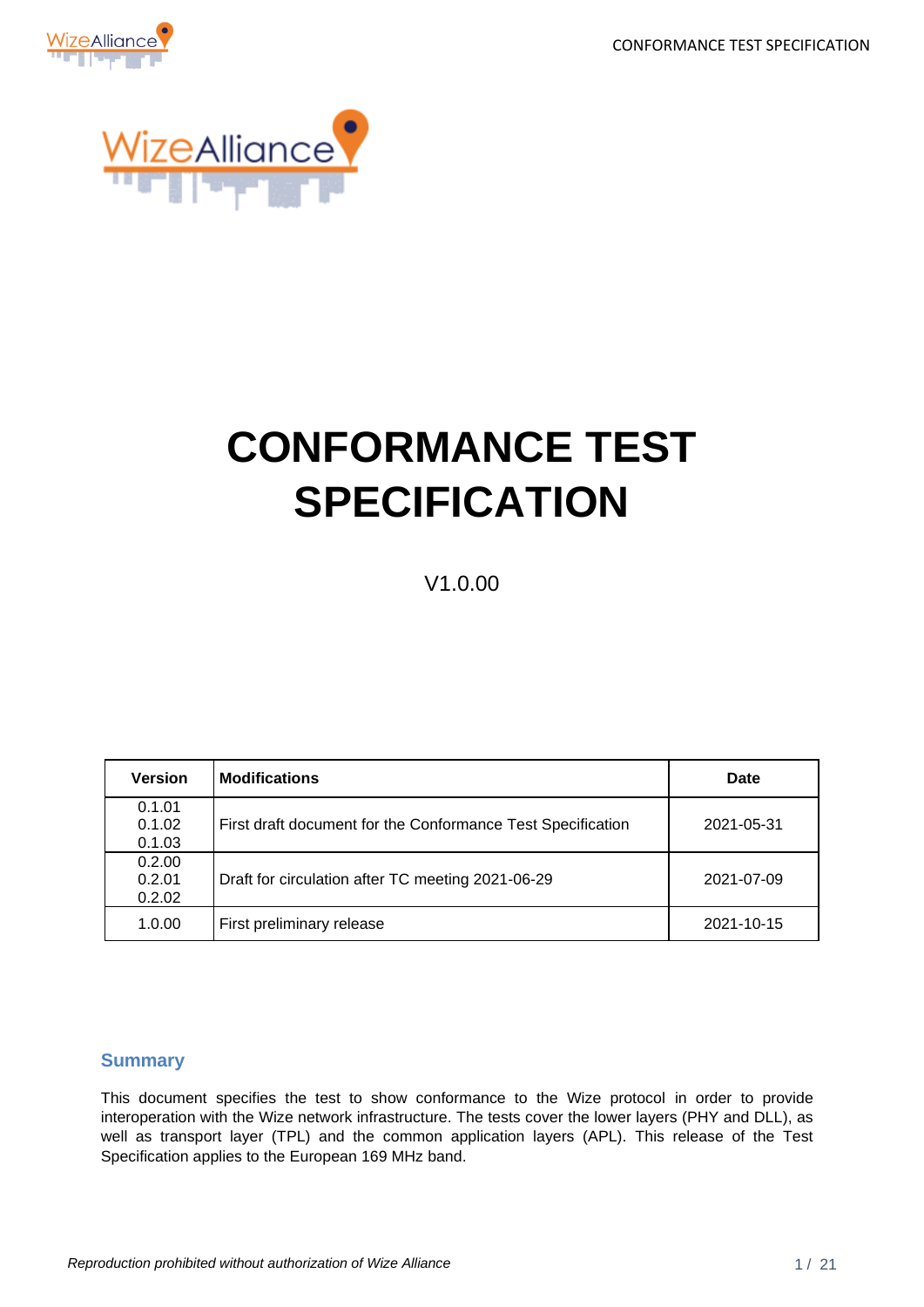# CONFORMANCE TEST SPECIFICATION

V1.0.00

| Version | Modifications | Date |
|---|---|---|
| 0.1.01<br>0.1.02<br>0.1.03 | First draft document for the Conformance Test Specification | 2021-05-31 |
| 0.2.00<br>0.2.01<br>0.2.02 | Draft for circulation after TC meeting 2021-06-29 | 2021-07-09 |
| 1.0.00 | First preliminary release | 2021-10-15 |

## Summary

This document specifies the test to show conformance to the Wize protocol in order to provide interoperation with the Wize network infrastructure. The tests cover the lower layers (PHY and DLL), as well as transport layer (TPL) and the common application layers (APL). This release of the Test Specification applies to the European 169 MHz band.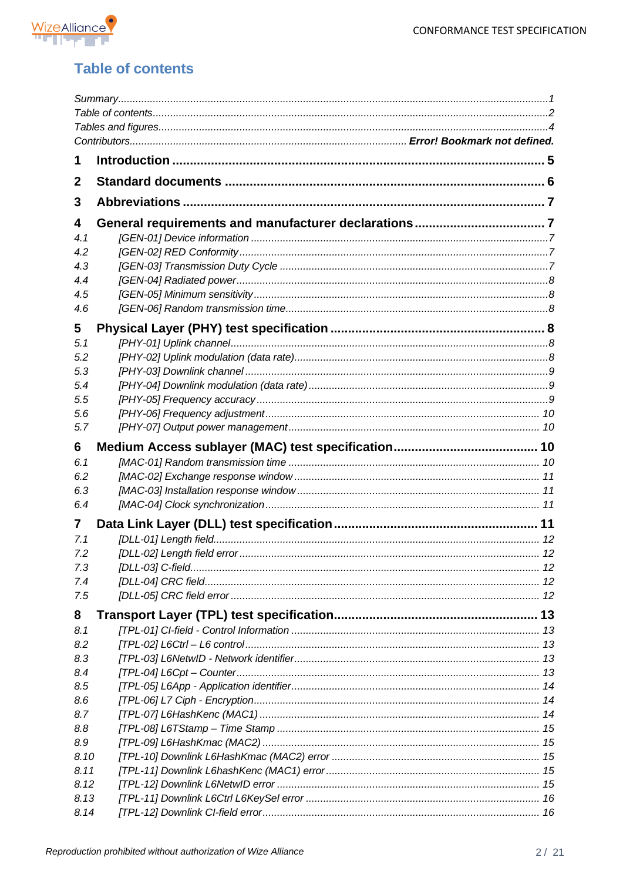## Table of contents

*Summary* ... *1*
*Table of contents* ... *2*
*Tables and figures* ... *4*
*Contributors* ... ***Error! Bookmark not defined.***

**1 Introduction ... 5**

**2 Standard documents ... 6**

**3 Abbreviations ... 7**

**4 General requirements and manufacturer declarations ... 7**

- *4.1 [GEN-01] Device information ... 7*
- *4.2 [GEN-02] RED Conformity ... 7*
- *4.3 [GEN-03] Transmission Duty Cycle ... 7*
- *4.4 [GEN-04] Radiated power ... 8*
- *4.5 [GEN-05] Minimum sensitivity ... 8*
- *4.6 [GEN-06] Random transmission time ... 8*

**5 Physical Layer (PHY) test specification ... 8**

- *5.1 [PHY-01] Uplink channel ... 8*
- *5.2 [PHY-02] Uplink modulation (data rate) ... 8*
- *5.3 [PHY-03] Downlink channel ... 9*
- *5.4 [PHY-04] Downlink modulation (data rate) ... 9*
- *5.5 [PHY-05] Frequency accuracy ... 9*
- *5.6 [PHY-06] Frequency adjustment ... 10*
- *5.7 [PHY-07] Output power management ... 10*

**6 Medium Access sublayer (MAC) test specification ... 10**

- *6.1 [MAC-01] Random transmission time ... 10*
- *6.2 [MAC-02] Exchange response window ... 11*
- *6.3 [MAC-03] Installation response window ... 11*
- *6.4 [MAC-04] Clock synchronization ... 11*

**7 Data Link Layer (DLL) test specification ... 11**

- *7.1 [DLL-01] Length field ... 12*
- *7.2 [DLL-02] Length field error ... 12*
- *7.3 [DLL-03] C-field ... 12*
- *7.4 [DLL-04] CRC field ... 12*
- *7.5 [DLL-05] CRC field error ... 12*

**8 Transport Layer (TPL) test specification ... 13**

- *8.1 [TPL-01] CI-field - Control Information ... 13*
- *8.2 [TPL-02] L6Ctrl – L6 control ... 13*
- *8.3 [TPL-03] L6NetwID - Network identifier ... 13*
- *8.4 [TPL-04] L6Cpt – Counter ... 13*
- *8.5 [TPL-05] L6App - Application identifier ... 14*
- *8.6 [TPL-06] L7 Ciph - Encryption ... 14*
- *8.7 [TPL-07] L6HashKenc (MAC1) ... 14*
- *8.8 [TPL-08] L6TStamp – Time Stamp ... 15*
- *8.9 [TPL-09] L6HashKmac (MAC2) ... 15*
- *8.10 [TPL-10] Downlink L6HashKmac (MAC2) error ... 15*
- *8.11 [TPL-11] Downlink L6hashKenc (MAC1) error ... 15*
- *8.12 [TPL-12] Downlink L6NetwID error ... 15*
- *8.13 [TPL-11] Downlink L6Ctrl L6KeySel error ... 16*
- *8.14 [TPL-12] Downlink CI-field error ... 16*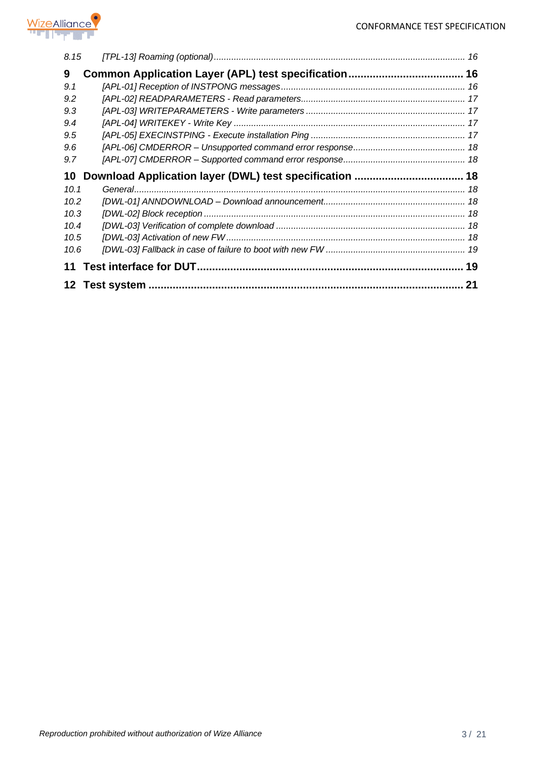*8.15 [TPL-13] Roaming (optional) ........................................................................................................ 16*

**9 Common Application Layer (APL) test specification ...................................... 16**

*9.1 [APL-01] Reception of INSTPONG messages .......................................................................... 16*

*9.2 [APL-02] READPARAMETERS - Read parameters ................................................................... 17*

*9.3 [APL-03] WRITEPARAMETERS - Write parameters ................................................................. 17*

*9.4 [APL-04] WRITEKEY - Write Key ............................................................................................. 17*

*9.5 [APL-05] EXECINSTPING - Execute installation Ping .............................................................. 17*

*9.6 [APL-06] CMDERROR – Unsupported command error response ............................................. 18*

*9.7 [APL-07] CMDERROR – Supported command error response ................................................. 18*

**10 Download Application layer (DWL) test specification .................................... 18**

*10.1 General ..................................................................................................................................... 18*

*10.2 [DWL-01] ANNDOWNLOAD – Download announcement ......................................................... 18*

*10.3 [DWL-02] Block reception ......................................................................................................... 18*

*10.4 [DWL-03] Verification of complete download ............................................................................ 18*

*10.5 [DWL-03] Activation of new FW ................................................................................................ 18*

*10.6 [DWL-03] Fallback in case of failure to boot with new FW ........................................................ 19*

**11 Test interface for DUT ......................................................................................... 19**

**12 Test system ........................................................................................................... 21**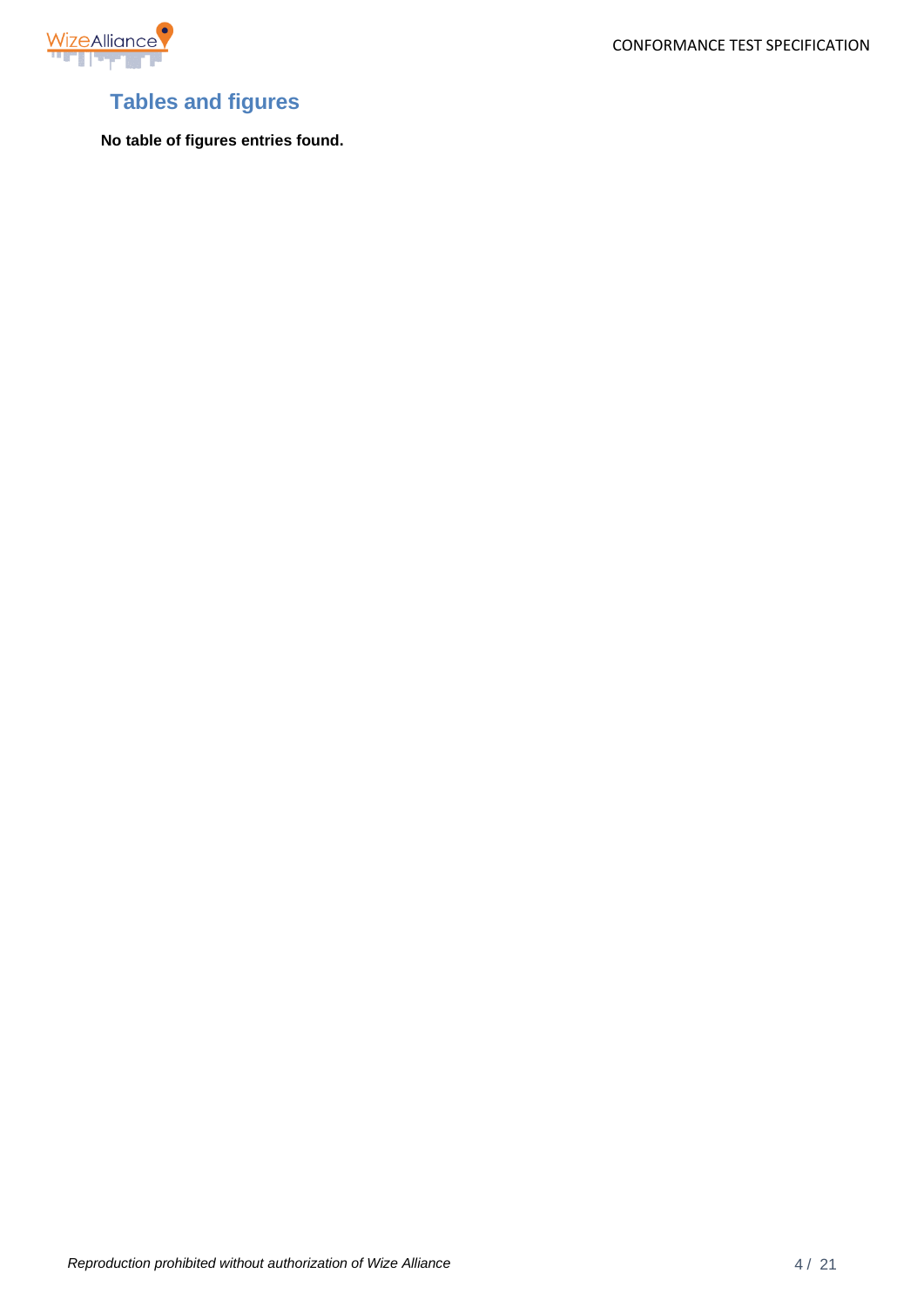## Tables and figures

**No table of figures entries found.**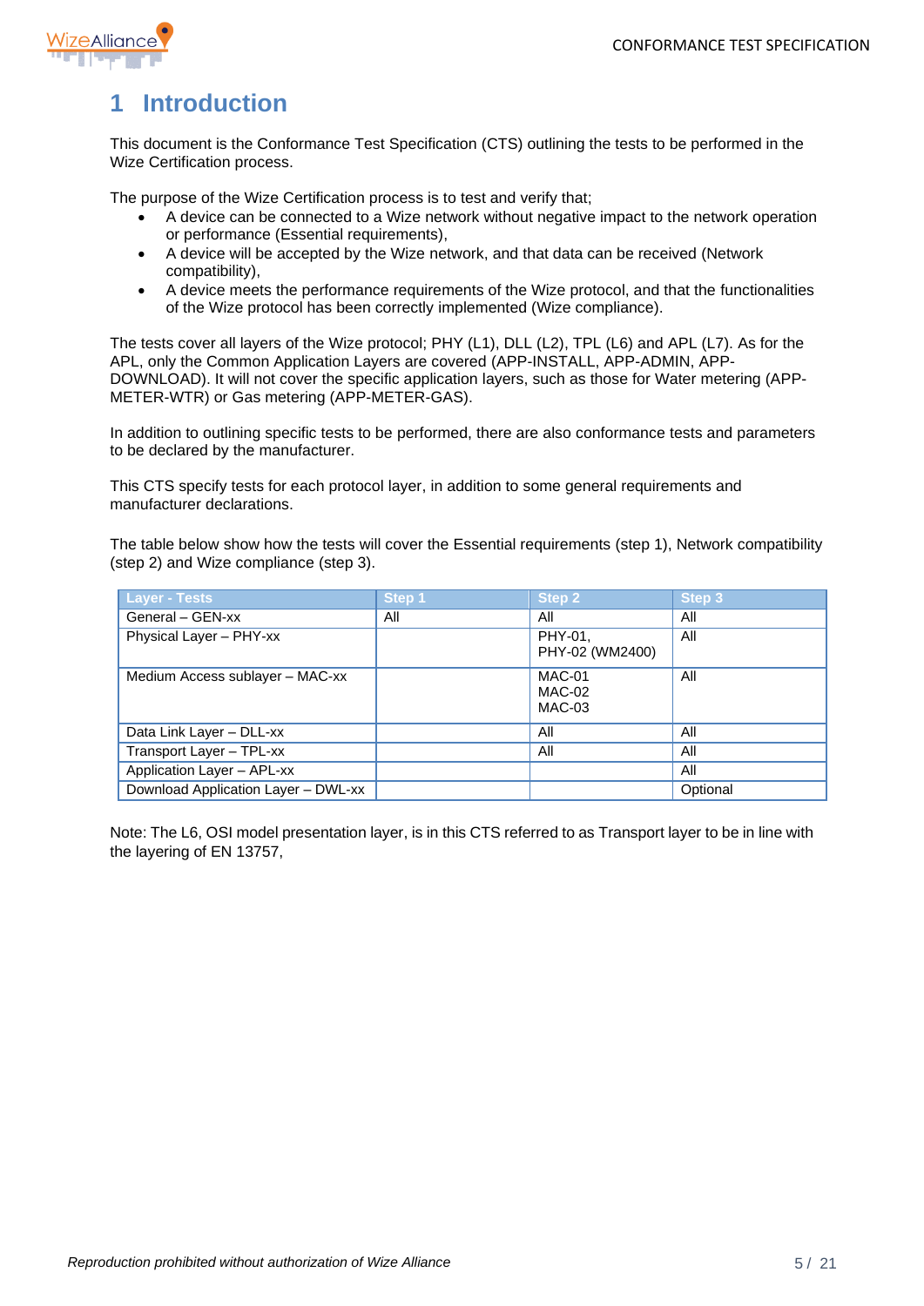# 1 Introduction

This document is the Conformance Test Specification (CTS) outlining the tests to be performed in the Wize Certification process.

The purpose of the Wize Certification process is to test and verify that;

- A device can be connected to a Wize network without negative impact to the network operation or performance (Essential requirements),
- A device will be accepted by the Wize network, and that data can be received (Network compatibility),
- A device meets the performance requirements of the Wize protocol, and that the functionalities of the Wize protocol has been correctly implemented (Wize compliance).

The tests cover all layers of the Wize protocol; PHY (L1), DLL (L2), TPL (L6) and APL (L7). As for the APL, only the Common Application Layers are covered (APP-INSTALL, APP-ADMIN, APP-DOWNLOAD). It will not cover the specific application layers, such as those for Water metering (APP-METER-WTR) or Gas metering (APP-METER-GAS).

In addition to outlining specific tests to be performed, there are also conformance tests and parameters to be declared by the manufacturer.

This CTS specify tests for each protocol layer, in addition to some general requirements and manufacturer declarations.

The table below show how the tests will cover the Essential requirements (step 1), Network compatibility (step 2) and Wize compliance (step 3).

| Layer - Tests | Step 1 | Step 2 | Step 3 |
|---|---|---|---|
| General – GEN-xx | All | All | All |
| Physical Layer – PHY-xx | | PHY-01,<br>PHY-02 (WM2400) | All |
| Medium Access sublayer – MAC-xx | | MAC-01<br>MAC-02<br>MAC-03 | All |
| Data Link Layer – DLL-xx | | All | All |
| Transport Layer – TPL-xx | | All | All |
| Application Layer – APL-xx | | | All |
| Download Application Layer – DWL-xx | | | Optional |

Note: The L6, OSI model presentation layer, is in this CTS referred to as Transport layer to be in line with the layering of EN 13757,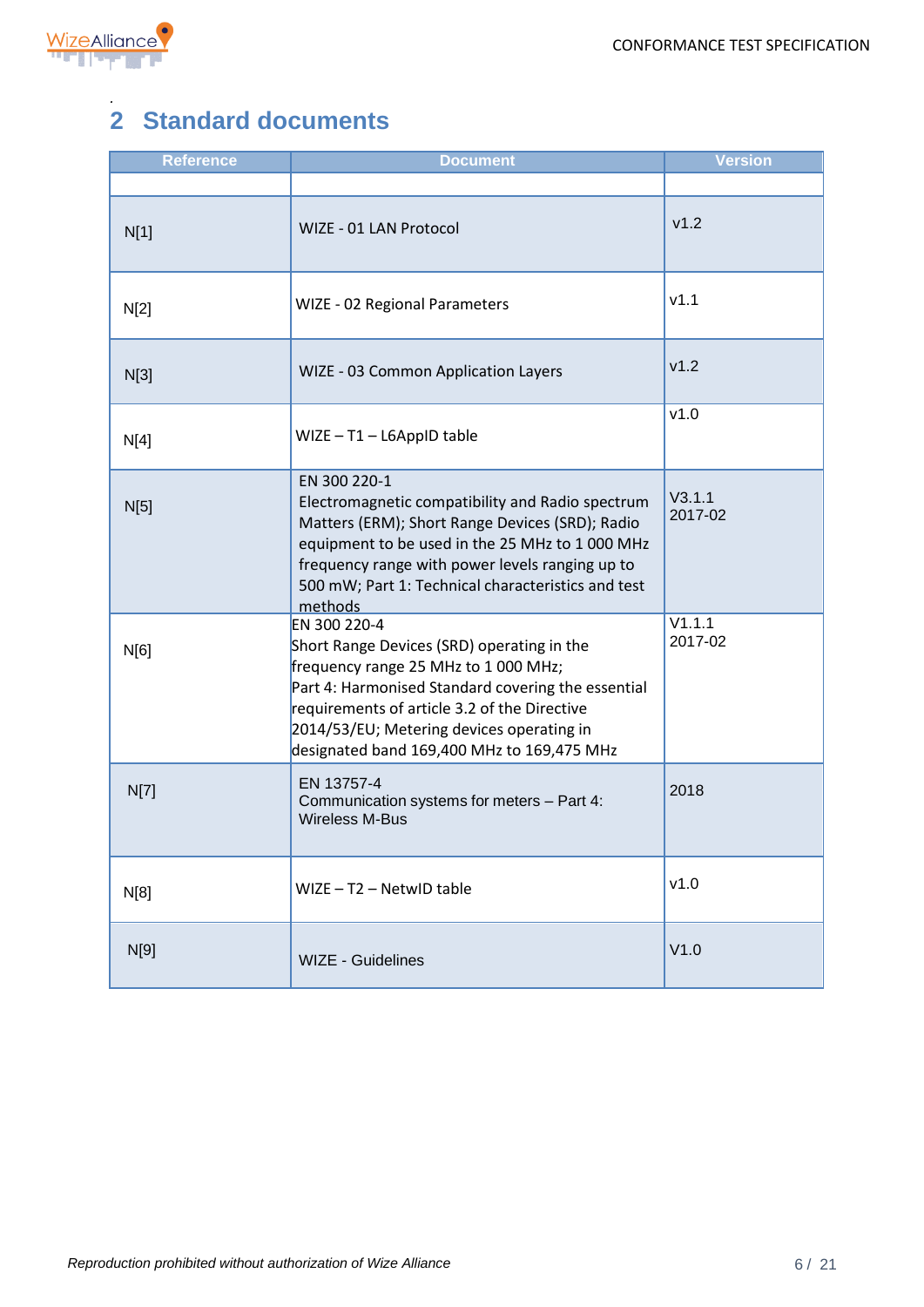## 2 Standard documents

| Reference | Document | Version |
|---|---|---|
| | | |
| N[1] | WIZE - 01 LAN Protocol | v1.2 |
| N[2] | WIZE - 02 Regional Parameters | v1.1 |
| N[3] | WIZE - 03 Common Application Layers | v1.2 |
| N[4] | WIZE – T1 – L6AppID table | v1.0 |
| N[5] | EN 300 220-1<br>Electromagnetic compatibility and Radio spectrum Matters (ERM); Short Range Devices (SRD); Radio equipment to be used in the 25 MHz to 1 000 MHz frequency range with power levels ranging up to 500 mW; Part 1: Technical characteristics and test methods | V3.1.1<br>2017-02 |
| N[6] | EN 300 220-4<br>Short Range Devices (SRD) operating in the frequency range 25 MHz to 1 000 MHz;<br>Part 4: Harmonised Standard covering the essential requirements of article 3.2 of the Directive 2014/53/EU; Metering devices operating in designated band 169,400 MHz to 169,475 MHz | V1.1.1<br>2017-02 |
| N[7] | EN 13757-4<br>Communication systems for meters – Part 4: Wireless M-Bus | 2018 |
| N[8] | WIZE – T2 – NetwID table | v1.0 |
| N[9] | WIZE - Guidelines | V1.0 |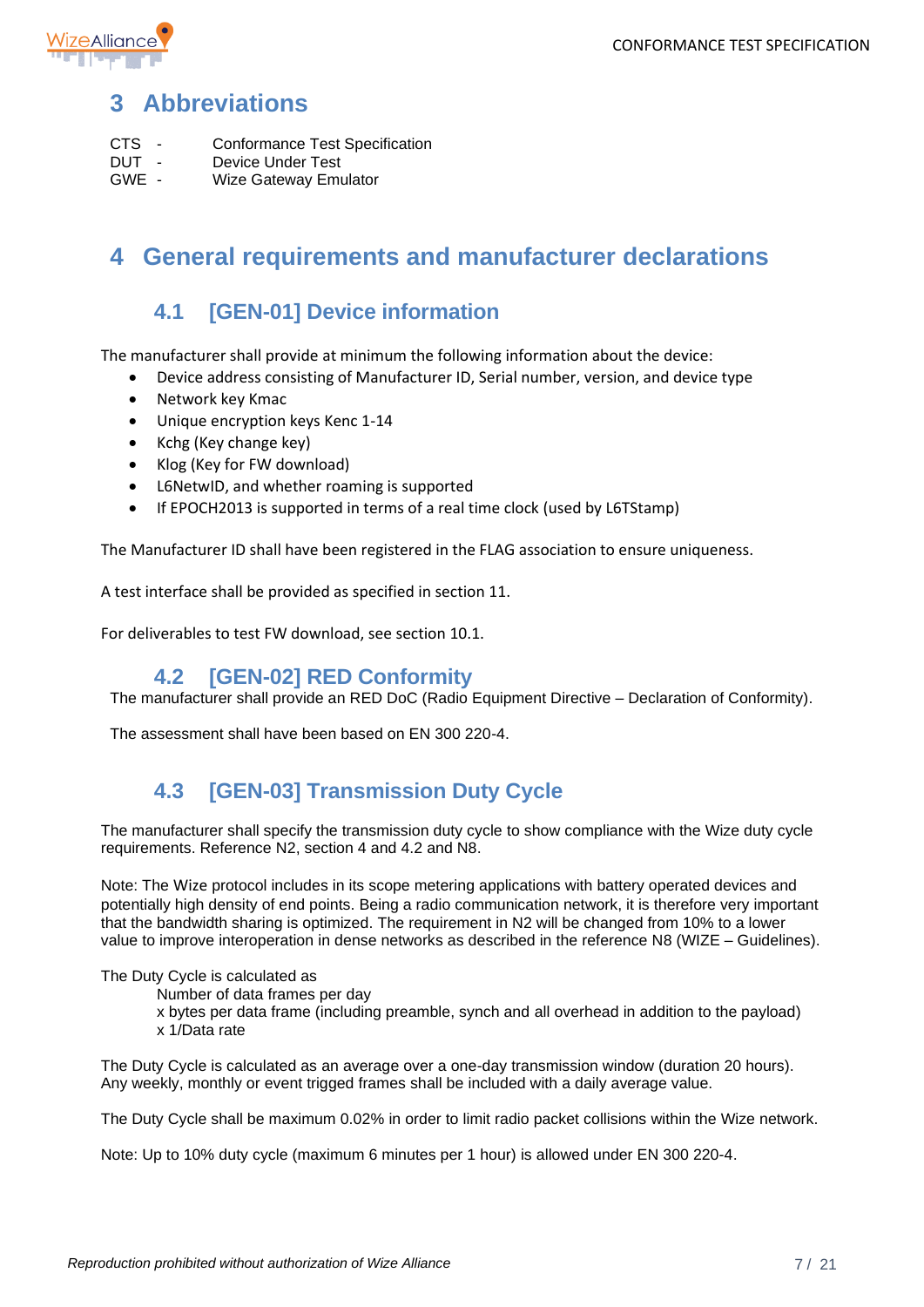# 3 Abbreviations

CTS - Conformance Test Specification
DUT - Device Under Test
GWE - Wize Gateway Emulator

# 4 General requirements and manufacturer declarations

## 4.1 [GEN-01] Device information

The manufacturer shall provide at minimum the following information about the device:

- Device address consisting of Manufacturer ID, Serial number, version, and device type
- Network key Kmac
- Unique encryption keys Kenc 1-14
- Kchg (Key change key)
- Klog (Key for FW download)
- L6NetwID, and whether roaming is supported
- If EPOCH2013 is supported in terms of a real time clock (used by L6TStamp)

The Manufacturer ID shall have been registered in the FLAG association to ensure uniqueness.

A test interface shall be provided as specified in section 11.

For deliverables to test FW download, see section 10.1.

## 4.2 [GEN-02] RED Conformity

The manufacturer shall provide an RED DoC (Radio Equipment Directive – Declaration of Conformity).

The assessment shall have been based on EN 300 220-4.

## 4.3 [GEN-03] Transmission Duty Cycle

The manufacturer shall specify the transmission duty cycle to show compliance with the Wize duty cycle requirements. Reference N2, section 4 and 4.2 and N8.

Note: The Wize protocol includes in its scope metering applications with battery operated devices and potentially high density of end points. Being a radio communication network, it is therefore very important that the bandwidth sharing is optimized. The requirement in N2 will be changed from 10% to a lower value to improve interoperation in dense networks as described in the reference N8 (WIZE – Guidelines).

The Duty Cycle is calculated as
 Number of data frames per day
 x bytes per data frame (including preamble, synch and all overhead in addition to the payload)
 x 1/Data rate

The Duty Cycle is calculated as an average over a one-day transmission window (duration 20 hours). Any weekly, monthly or event trigged frames shall be included with a daily average value.

The Duty Cycle shall be maximum 0.02% in order to limit radio packet collisions within the Wize network.

Note: Up to 10% duty cycle (maximum 6 minutes per 1 hour) is allowed under EN 300 220-4.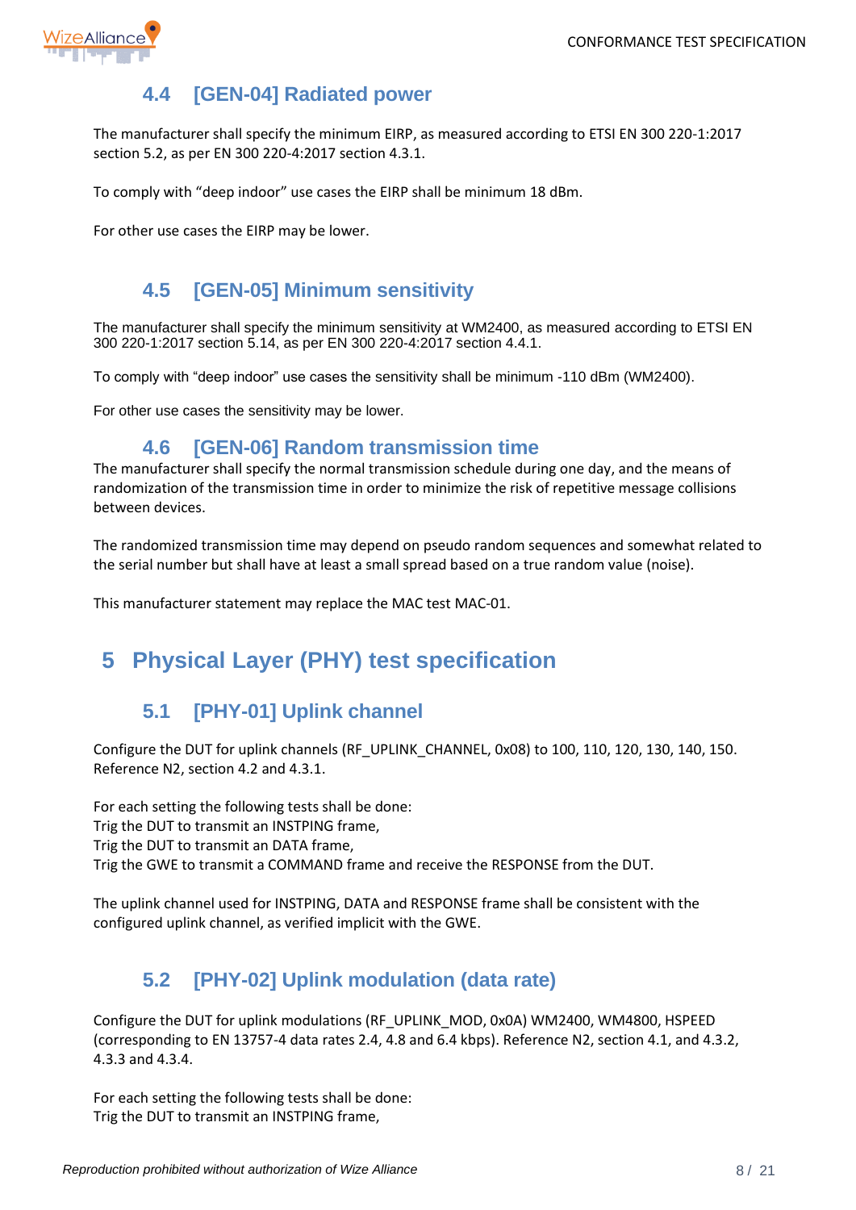### 4.4 [GEN-04] Radiated power

The manufacturer shall specify the minimum EIRP, as measured according to ETSI EN 300 220-1:2017 section 5.2, as per EN 300 220-4:2017 section 4.3.1.

To comply with "deep indoor" use cases the EIRP shall be minimum 18 dBm.

For other use cases the EIRP may be lower.

### 4.5 [GEN-05] Minimum sensitivity

The manufacturer shall specify the minimum sensitivity at WM2400, as measured according to ETSI EN 300 220-1:2017 section 5.14, as per EN 300 220-4:2017 section 4.4.1.

To comply with "deep indoor" use cases the sensitivity shall be minimum -110 dBm (WM2400).

For other use cases the sensitivity may be lower.

### 4.6 [GEN-06] Random transmission time

The manufacturer shall specify the normal transmission schedule during one day, and the means of randomization of the transmission time in order to minimize the risk of repetitive message collisions between devices.

The randomized transmission time may depend on pseudo random sequences and somewhat related to the serial number but shall have at least a small spread based on a true random value (noise).

This manufacturer statement may replace the MAC test MAC-01.

## 5 Physical Layer (PHY) test specification

### 5.1 [PHY-01] Uplink channel

Configure the DUT for uplink channels (RF_UPLINK_CHANNEL, 0x08) to 100, 110, 120, 130, 140, 150. Reference N2, section 4.2 and 4.3.1.

For each setting the following tests shall be done:
Trig the DUT to transmit an INSTPING frame,
Trig the DUT to transmit an DATA frame,
Trig the GWE to transmit a COMMAND frame and receive the RESPONSE from the DUT.

The uplink channel used for INSTPING, DATA and RESPONSE frame shall be consistent with the configured uplink channel, as verified implicit with the GWE.

### 5.2 [PHY-02] Uplink modulation (data rate)

Configure the DUT for uplink modulations (RF_UPLINK_MOD, 0x0A) WM2400, WM4800, HSPEED (corresponding to EN 13757-4 data rates 2.4, 4.8 and 6.4 kbps). Reference N2, section 4.1, and 4.3.2, 4.3.3 and 4.3.4.

For each setting the following tests shall be done:
Trig the DUT to transmit an INSTPING frame,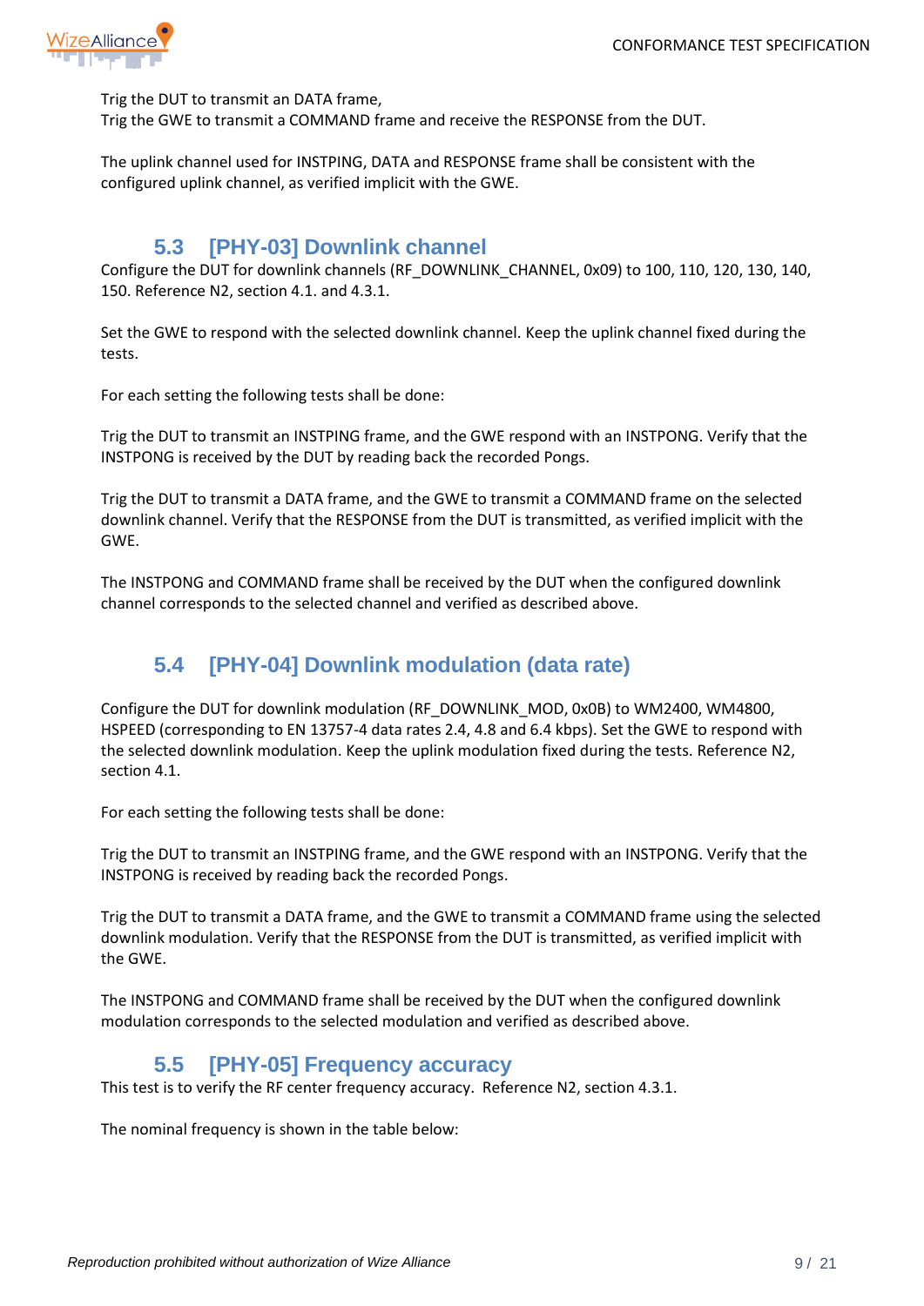Trig the DUT to transmit an DATA frame,
Trig the GWE to transmit a COMMAND frame and receive the RESPONSE from the DUT.

The uplink channel used for INSTPING, DATA and RESPONSE frame shall be consistent with the configured uplink channel, as verified implicit with the GWE.

## 5.3 [PHY-03] Downlink channel

Configure the DUT for downlink channels (RF_DOWNLINK_CHANNEL, 0x09) to 100, 110, 120, 130, 140, 150. Reference N2, section 4.1. and 4.3.1.

Set the GWE to respond with the selected downlink channel. Keep the uplink channel fixed during the tests.

For each setting the following tests shall be done:

Trig the DUT to transmit an INSTPING frame, and the GWE respond with an INSTPONG. Verify that the INSTPONG is received by the DUT by reading back the recorded Pongs.

Trig the DUT to transmit a DATA frame, and the GWE to transmit a COMMAND frame on the selected downlink channel. Verify that the RESPONSE from the DUT is transmitted, as verified implicit with the GWE.

The INSTPONG and COMMAND frame shall be received by the DUT when the configured downlink channel corresponds to the selected channel and verified as described above.

## 5.4 [PHY-04] Downlink modulation (data rate)

Configure the DUT for downlink modulation (RF_DOWNLINK_MOD, 0x0B) to WM2400, WM4800, HSPEED (corresponding to EN 13757-4 data rates 2.4, 4.8 and 6.4 kbps). Set the GWE to respond with the selected downlink modulation. Keep the uplink modulation fixed during the tests. Reference N2, section 4.1.

For each setting the following tests shall be done:

Trig the DUT to transmit an INSTPING frame, and the GWE respond with an INSTPONG. Verify that the INSTPONG is received by reading back the recorded Pongs.

Trig the DUT to transmit a DATA frame, and the GWE to transmit a COMMAND frame using the selected downlink modulation. Verify that the RESPONSE from the DUT is transmitted, as verified implicit with the GWE.

The INSTPONG and COMMAND frame shall be received by the DUT when the configured downlink modulation corresponds to the selected modulation and verified as described above.

## 5.5 [PHY-05] Frequency accuracy

This test is to verify the RF center frequency accuracy. Reference N2, section 4.3.1.

The nominal frequency is shown in the table below: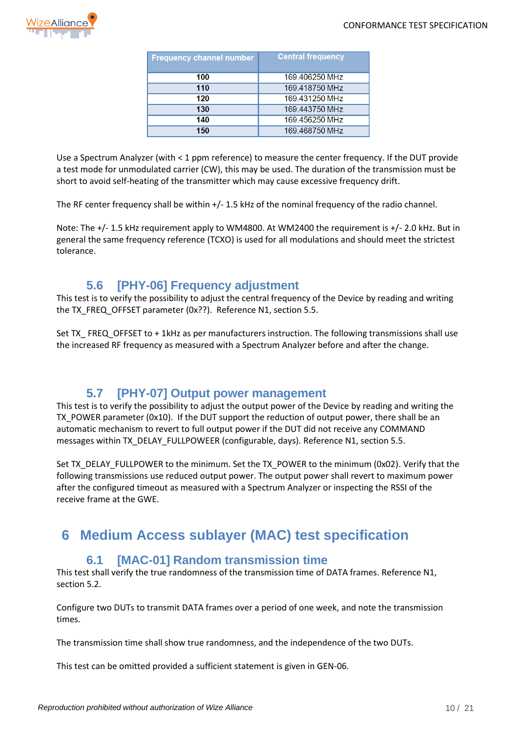| Frequency channel number | Central frequency |
|---|---|
| 100 | 169.406250 MHz |
| 110 | 169.418750 MHz |
| 120 | 169.431250 MHz |
| 130 | 169.443750 MHz |
| 140 | 169.456250 MHz |
| 150 | 169.468750 MHz |

Use a Spectrum Analyzer (with < 1 ppm reference) to measure the center frequency. If the DUT provide a test mode for unmodulated carrier (CW), this may be used. The duration of the transmission must be short to avoid self-heating of the transmitter which may cause excessive frequency drift.

The RF center frequency shall be within +/- 1.5 kHz of the nominal frequency of the radio channel.

Note: The +/- 1.5 kHz requirement apply to WM4800. At WM2400 the requirement is +/- 2.0 kHz. But in general the same frequency reference (TCXO) is used for all modulations and should meet the strictest tolerance.

### 5.6 [PHY-06] Frequency adjustment

This test is to verify the possibility to adjust the central frequency of the Device by reading and writing the TX_FREQ_OFFSET parameter (0x??). Reference N1, section 5.5.

Set TX_ FREQ_OFFSET to + 1kHz as per manufacturers instruction. The following transmissions shall use the increased RF frequency as measured with a Spectrum Analyzer before and after the change.

### 5.7 [PHY-07] Output power management

This test is to verify the possibility to adjust the output power of the Device by reading and writing the TX_POWER parameter (0x10). If the DUT support the reduction of output power, there shall be an automatic mechanism to revert to full output power if the DUT did not receive any COMMAND messages within TX_DELAY_FULLPOWER (configurable, days). Reference N1, section 5.5.

Set TX_DELAY_FULLPOWER to the minimum. Set the TX_POWER to the minimum (0x02). Verify that the following transmissions use reduced output power. The output power shall revert to maximum power after the configured timeout as measured with a Spectrum Analyzer or inspecting the RSSI of the receive frame at the GWE.

## 6 Medium Access sublayer (MAC) test specification

### 6.1 [MAC-01] Random transmission time

This test shall verify the true randomness of the transmission time of DATA frames. Reference N1, section 5.2.

Configure two DUTs to transmit DATA frames over a period of one week, and note the transmission times.

The transmission time shall show true randomness, and the independence of the two DUTs.

This test can be omitted provided a sufficient statement is given in GEN-06.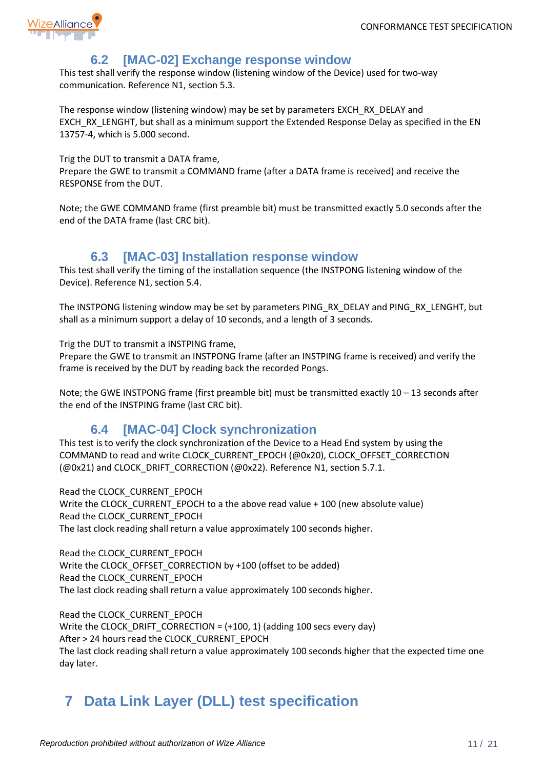## 6.2 [MAC-02] Exchange response window

This test shall verify the response window (listening window of the Device) used for two-way communication. Reference N1, section 5.3.

The response window (listening window) may be set by parameters EXCH_RX_DELAY and EXCH_RX_LENGHT, but shall as a minimum support the Extended Response Delay as specified in the EN 13757-4, which is 5.000 second.

Trig the DUT to transmit a DATA frame,
Prepare the GWE to transmit a COMMAND frame (after a DATA frame is received) and receive the RESPONSE from the DUT.

Note; the GWE COMMAND frame (first preamble bit) must be transmitted exactly 5.0 seconds after the end of the DATA frame (last CRC bit).

## 6.3 [MAC-03] Installation response window

This test shall verify the timing of the installation sequence (the INSTPONG listening window of the Device). Reference N1, section 5.4.

The INSTPONG listening window may be set by parameters PING_RX_DELAY and PING_RX_LENGHT, but shall as a minimum support a delay of 10 seconds, and a length of 3 seconds.

Trig the DUT to transmit a INSTPING frame,
Prepare the GWE to transmit an INSTPONG frame (after an INSTPING frame is received) and verify the frame is received by the DUT by reading back the recorded Pongs.

Note; the GWE INSTPONG frame (first preamble bit) must be transmitted exactly 10 – 13 seconds after the end of the INSTPING frame (last CRC bit).

## 6.4 [MAC-04] Clock synchronization

This test is to verify the clock synchronization of the Device to a Head End system by using the COMMAND to read and write CLOCK_CURRENT_EPOCH (@0x20), CLOCK_OFFSET_CORRECTION (@0x21) and CLOCK_DRIFT_CORRECTION (@0x22). Reference N1, section 5.7.1.

Read the CLOCK_CURRENT_EPOCH
Write the CLOCK_CURRENT_EPOCH to a the above read value + 100 (new absolute value)
Read the CLOCK_CURRENT_EPOCH
The last clock reading shall return a value approximately 100 seconds higher.

Read the CLOCK_CURRENT_EPOCH
Write the CLOCK_OFFSET_CORRECTION by +100 (offset to be added)
Read the CLOCK_CURRENT_EPOCH
The last clock reading shall return a value approximately 100 seconds higher.

Read the CLOCK_CURRENT_EPOCH
Write the CLOCK_DRIFT_CORRECTION = (+100, 1) (adding 100 secs every day)
After > 24 hours read the CLOCK_CURRENT_EPOCH
The last clock reading shall return a value approximately 100 seconds higher that the expected time one day later.

# 7 Data Link Layer (DLL) test specification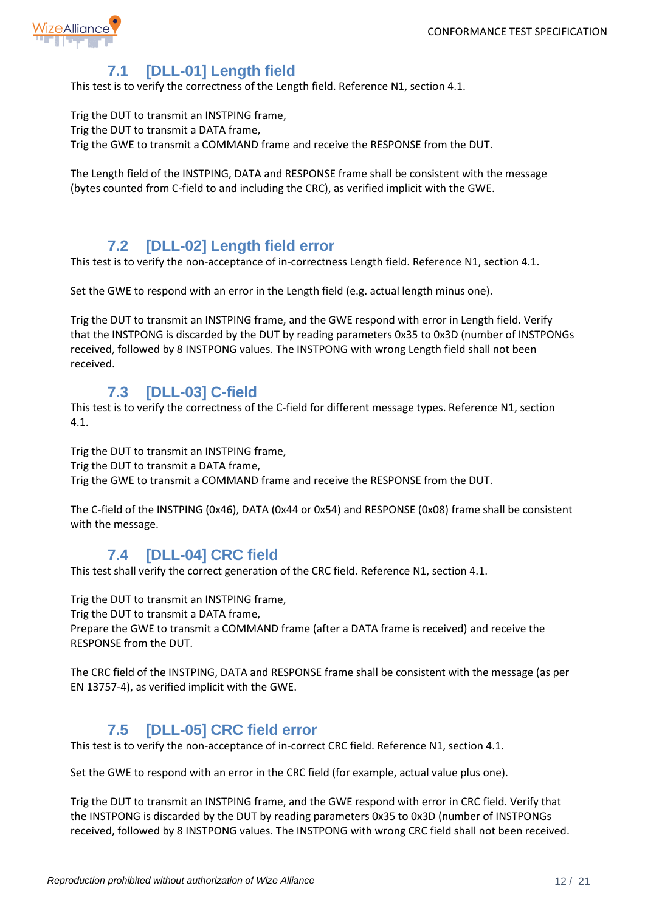## 7.1 [DLL-01] Length field

This test is to verify the correctness of the Length field. Reference N1, section 4.1.

Trig the DUT to transmit an INSTPING frame,
Trig the DUT to transmit a DATA frame,
Trig the GWE to transmit a COMMAND frame and receive the RESPONSE from the DUT.

The Length field of the INSTPING, DATA and RESPONSE frame shall be consistent with the message (bytes counted from C-field to and including the CRC), as verified implicit with the GWE.

## 7.2 [DLL-02] Length field error

This test is to verify the non-acceptance of in-correctness Length field. Reference N1, section 4.1.

Set the GWE to respond with an error in the Length field (e.g. actual length minus one).

Trig the DUT to transmit an INSTPING frame, and the GWE respond with error in Length field. Verify that the INSTPONG is discarded by the DUT by reading parameters 0x35 to 0x3D (number of INSTPONGs received, followed by 8 INSTPONG values. The INSTPONG with wrong Length field shall not been received.

## 7.3 [DLL-03] C-field

This test is to verify the correctness of the C-field for different message types. Reference N1, section 4.1.

Trig the DUT to transmit an INSTPING frame,
Trig the DUT to transmit a DATA frame,
Trig the GWE to transmit a COMMAND frame and receive the RESPONSE from the DUT.

The C-field of the INSTPING (0x46), DATA (0x44 or 0x54) and RESPONSE (0x08) frame shall be consistent with the message.

## 7.4 [DLL-04] CRC field

This test shall verify the correct generation of the CRC field. Reference N1, section 4.1.

Trig the DUT to transmit an INSTPING frame,
Trig the DUT to transmit a DATA frame,
Prepare the GWE to transmit a COMMAND frame (after a DATA frame is received) and receive the RESPONSE from the DUT.

The CRC field of the INSTPING, DATA and RESPONSE frame shall be consistent with the message (as per EN 13757-4), as verified implicit with the GWE.

## 7.5 [DLL-05] CRC field error

This test is to verify the non-acceptance of in-correct CRC field. Reference N1, section 4.1.

Set the GWE to respond with an error in the CRC field (for example, actual value plus one).

Trig the DUT to transmit an INSTPING frame, and the GWE respond with error in CRC field. Verify that the INSTPONG is discarded by the DUT by reading parameters 0x35 to 0x3D (number of INSTPONGs received, followed by 8 INSTPONG values. The INSTPONG with wrong CRC field shall not been received.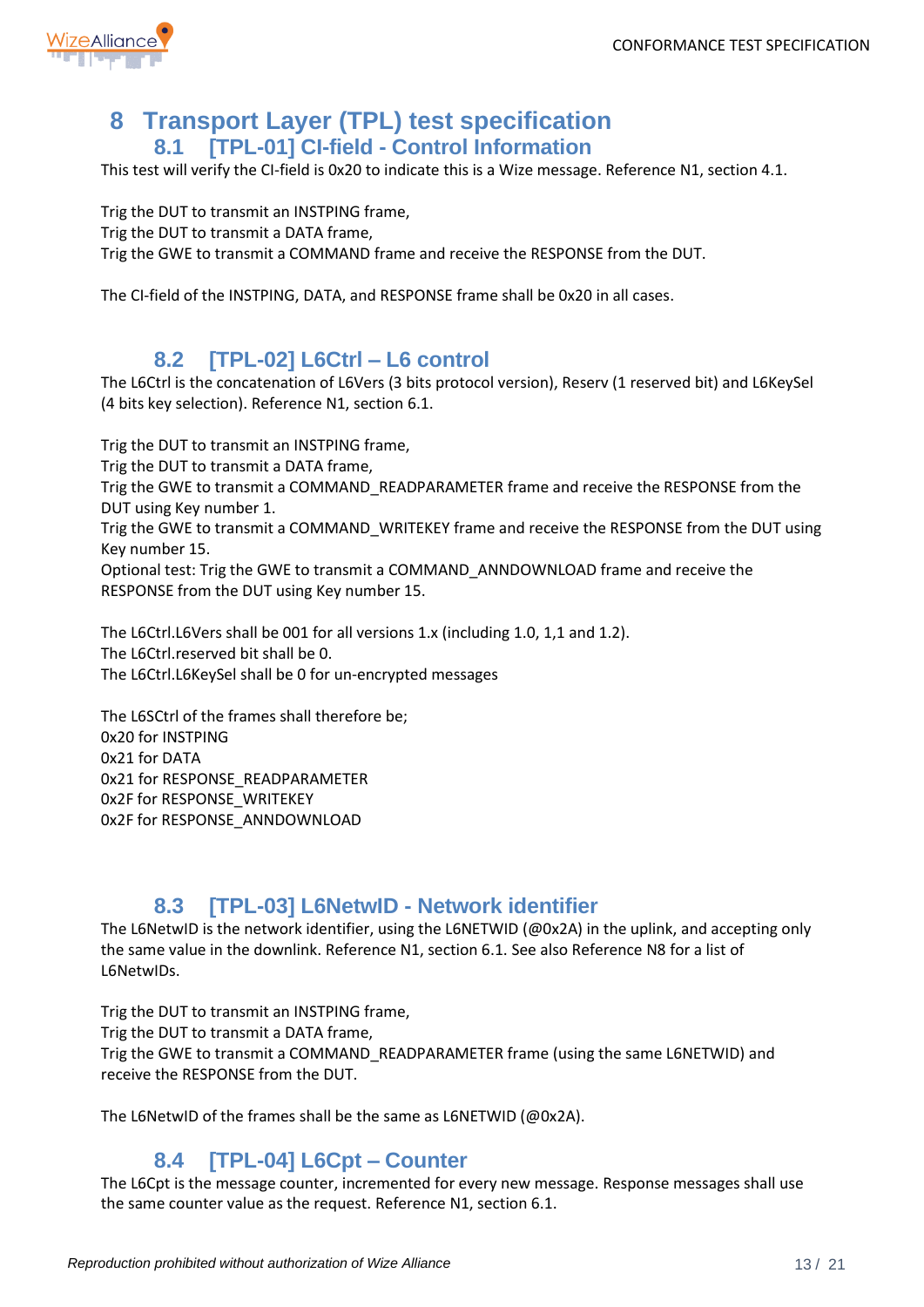# 8 Transport Layer (TPL) test specification

## 8.1 [TPL-01] CI-field - Control Information

This test will verify the CI-field is 0x20 to indicate this is a Wize message. Reference N1, section 4.1.

Trig the DUT to transmit an INSTPING frame,
Trig the DUT to transmit a DATA frame,
Trig the GWE to transmit a COMMAND frame and receive the RESPONSE from the DUT.

The CI-field of the INSTPING, DATA, and RESPONSE frame shall be 0x20 in all cases.

## 8.2 [TPL-02] L6Ctrl – L6 control

The L6Ctrl is the concatenation of L6Vers (3 bits protocol version), Reserv (1 reserved bit) and L6KeySel (4 bits key selection). Reference N1, section 6.1.

Trig the DUT to transmit an INSTPING frame,
Trig the DUT to transmit a DATA frame,
Trig the GWE to transmit a COMMAND_READPARAMETER frame and receive the RESPONSE from the DUT using Key number 1.
Trig the GWE to transmit a COMMAND_WRITEKEY frame and receive the RESPONSE from the DUT using Key number 15.
Optional test: Trig the GWE to transmit a COMMAND_ANNDOWNLOAD frame and receive the RESPONSE from the DUT using Key number 15.

The L6Ctrl.L6Vers shall be 001 for all versions 1.x (including 1.0, 1,1 and 1.2).
The L6Ctrl.reserved bit shall be 0.
The L6Ctrl.L6KeySel shall be 0 for un-encrypted messages

The L6SCtrl of the frames shall therefore be;
0x20 for INSTPING
0x21 for DATA
0x21 for RESPONSE_READPARAMETER
0x2F for RESPONSE_WRITEKEY
0x2F for RESPONSE_ANNDOWNLOAD

## 8.3 [TPL-03] L6NetwID - Network identifier

The L6NetwID is the network identifier, using the L6NETWID (@0x2A) in the uplink, and accepting only the same value in the downlink. Reference N1, section 6.1. See also Reference N8 for a list of L6NetwIDs.

Trig the DUT to transmit an INSTPING frame,
Trig the DUT to transmit a DATA frame,
Trig the GWE to transmit a COMMAND_READPARAMETER frame (using the same L6NETWID) and receive the RESPONSE from the DUT.

The L6NetwID of the frames shall be the same as L6NETWID (@0x2A).

## 8.4 [TPL-04] L6Cpt – Counter

The L6Cpt is the message counter, incremented for every new message. Response messages shall use the same counter value as the request. Reference N1, section 6.1.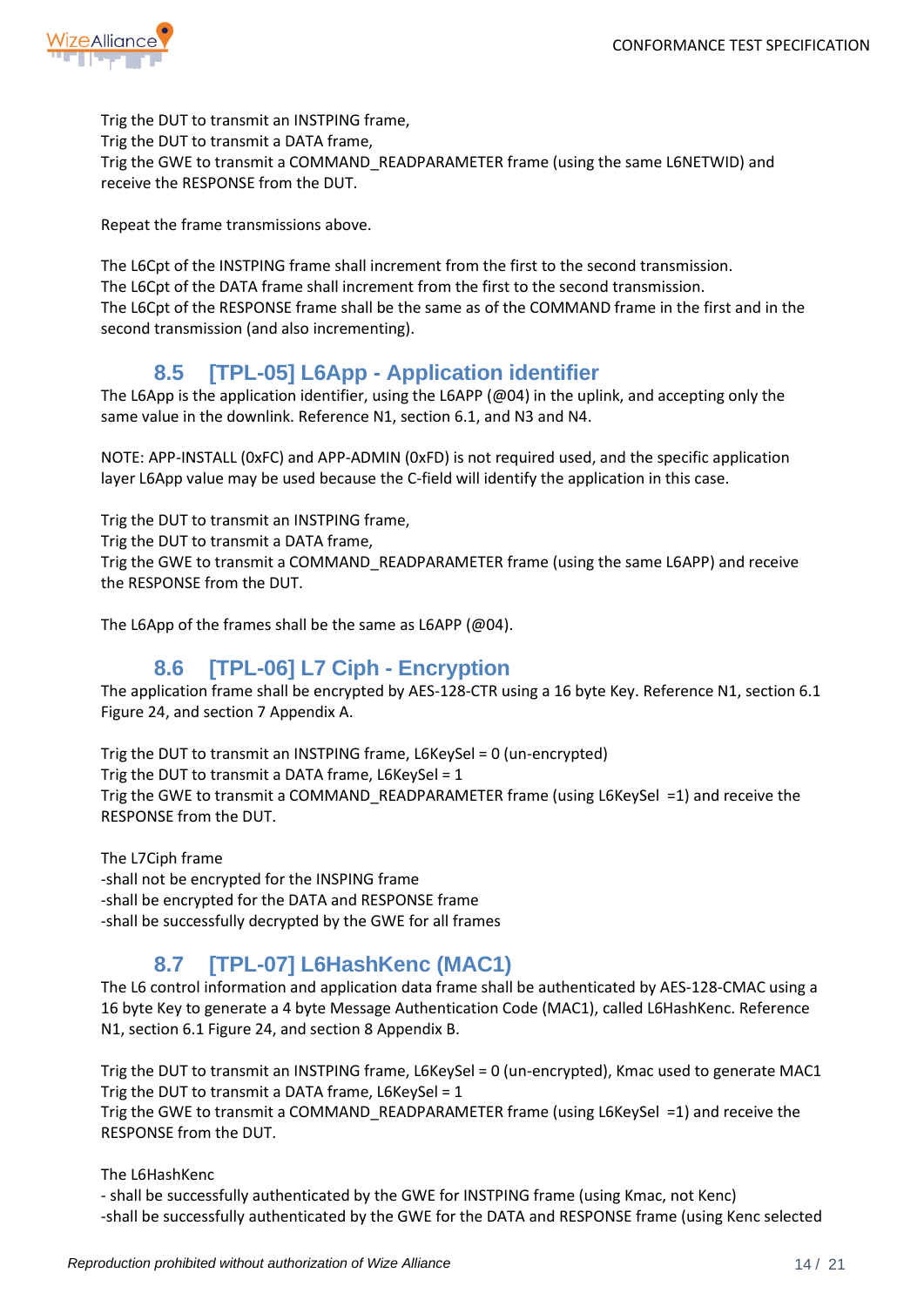Trig the DUT to transmit an INSTPING frame,
Trig the DUT to transmit a DATA frame,
Trig the GWE to transmit a COMMAND_READPARAMETER frame (using the same L6NETWID) and receive the RESPONSE from the DUT.

Repeat the frame transmissions above.

The L6Cpt of the INSTPING frame shall increment from the first to the second transmission.
The L6Cpt of the DATA frame shall increment from the first to the second transmission.
The L6Cpt of the RESPONSE frame shall be the same as of the COMMAND frame in the first and in the second transmission (and also incrementing).

## 8.5 [TPL-05] L6App - Application identifier

The L6App is the application identifier, using the L6APP (@04) in the uplink, and accepting only the same value in the downlink. Reference N1, section 6.1, and N3 and N4.

NOTE: APP-INSTALL (0xFC) and APP-ADMIN (0xFD) is not required used, and the specific application layer L6App value may be used because the C-field will identify the application in this case.

Trig the DUT to transmit an INSTPING frame,
Trig the DUT to transmit a DATA frame,
Trig the GWE to transmit a COMMAND_READPARAMETER frame (using the same L6APP) and receive the RESPONSE from the DUT.

The L6App of the frames shall be the same as L6APP (@04).

## 8.6 [TPL-06] L7 Ciph - Encryption

The application frame shall be encrypted by AES-128-CTR using a 16 byte Key. Reference N1, section 6.1 Figure 24, and section 7 Appendix A.

Trig the DUT to transmit an INSTPING frame, L6KeySel = 0 (un-encrypted)
Trig the DUT to transmit a DATA frame, L6KeySel = 1
Trig the GWE to transmit a COMMAND_READPARAMETER frame (using L6KeySel =1) and receive the RESPONSE from the DUT.

The L7Ciph frame
-shall not be encrypted for the INSPING frame
-shall be encrypted for the DATA and RESPONSE frame
-shall be successfully decrypted by the GWE for all frames

## 8.7 [TPL-07] L6HashKenc (MAC1)

The L6 control information and application data frame shall be authenticated by AES-128-CMAC using a 16 byte Key to generate a 4 byte Message Authentication Code (MAC1), called L6HashKenc. Reference N1, section 6.1 Figure 24, and section 8 Appendix B.

Trig the DUT to transmit an INSTPING frame, L6KeySel = 0 (un-encrypted), Kmac used to generate MAC1
Trig the DUT to transmit a DATA frame, L6KeySel = 1
Trig the GWE to transmit a COMMAND_READPARAMETER frame (using L6KeySel =1) and receive the RESPONSE from the DUT.

The L6HashKenc
- shall be successfully authenticated by the GWE for INSTPING frame (using Kmac, not Kenc)
-shall be successfully authenticated by the GWE for the DATA and RESPONSE frame (using Kenc selected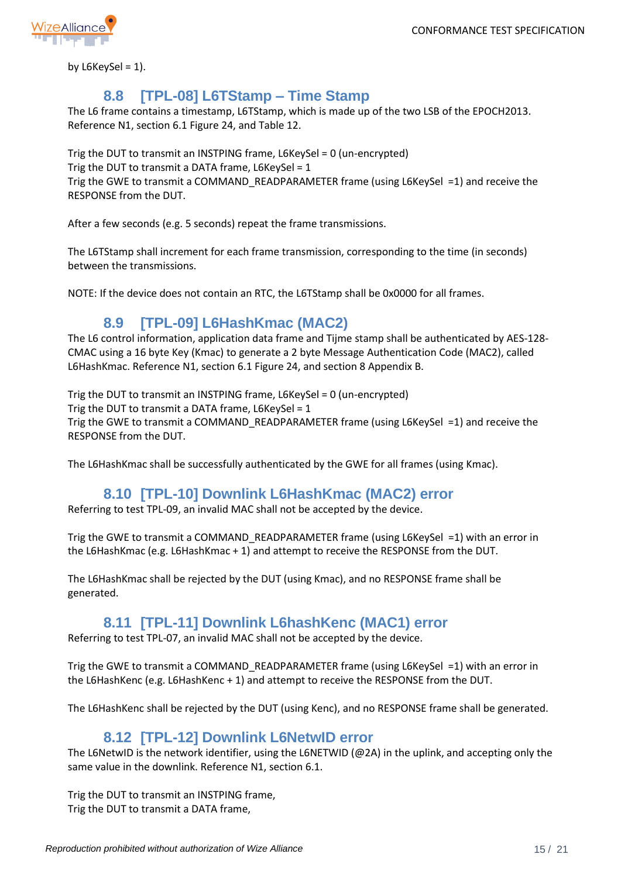by L6KeySel = 1).

## 8.8 [TPL-08] L6TStamp – Time Stamp

The L6 frame contains a timestamp, L6TStamp, which is made up of the two LSB of the EPOCH2013. Reference N1, section 6.1 Figure 24, and Table 12.

Trig the DUT to transmit an INSTPING frame, L6KeySel = 0 (un-encrypted)
Trig the DUT to transmit a DATA frame, L6KeySel = 1
Trig the GWE to transmit a COMMAND_READPARAMETER frame (using L6KeySel =1) and receive the RESPONSE from the DUT.

After a few seconds (e.g. 5 seconds) repeat the frame transmissions.

The L6TStamp shall increment for each frame transmission, corresponding to the time (in seconds) between the transmissions.

NOTE: If the device does not contain an RTC, the L6TStamp shall be 0x0000 for all frames.

## 8.9 [TPL-09] L6HashKmac (MAC2)

The L6 control information, application data frame and Tijme stamp shall be authenticated by AES-128-CMAC using a 16 byte Key (Kmac) to generate a 2 byte Message Authentication Code (MAC2), called L6HashKmac. Reference N1, section 6.1 Figure 24, and section 8 Appendix B.

Trig the DUT to transmit an INSTPING frame, L6KeySel = 0 (un-encrypted)
Trig the DUT to transmit a DATA frame, L6KeySel = 1
Trig the GWE to transmit a COMMAND_READPARAMETER frame (using L6KeySel =1) and receive the RESPONSE from the DUT.

The L6HashKmac shall be successfully authenticated by the GWE for all frames (using Kmac).

## 8.10 [TPL-10] Downlink L6HashKmac (MAC2) error

Referring to test TPL-09, an invalid MAC shall not be accepted by the device.

Trig the GWE to transmit a COMMAND_READPARAMETER frame (using L6KeySel =1) with an error in the L6HashKmac (e.g. L6HashKmac + 1) and attempt to receive the RESPONSE from the DUT.

The L6HashKmac shall be rejected by the DUT (using Kmac), and no RESPONSE frame shall be generated.

## 8.11 [TPL-11] Downlink L6hashKenc (MAC1) error

Referring to test TPL-07, an invalid MAC shall not be accepted by the device.

Trig the GWE to transmit a COMMAND_READPARAMETER frame (using L6KeySel =1) with an error in the L6HashKenc (e.g. L6HashKenc + 1) and attempt to receive the RESPONSE from the DUT.

The L6HashKenc shall be rejected by the DUT (using Kenc), and no RESPONSE frame shall be generated.

## 8.12 [TPL-12] Downlink L6NetwID error

The L6NetwID is the network identifier, using the L6NETWID (@2A) in the uplink, and accepting only the same value in the downlink. Reference N1, section 6.1.

Trig the DUT to transmit an INSTPING frame,
Trig the DUT to transmit a DATA frame,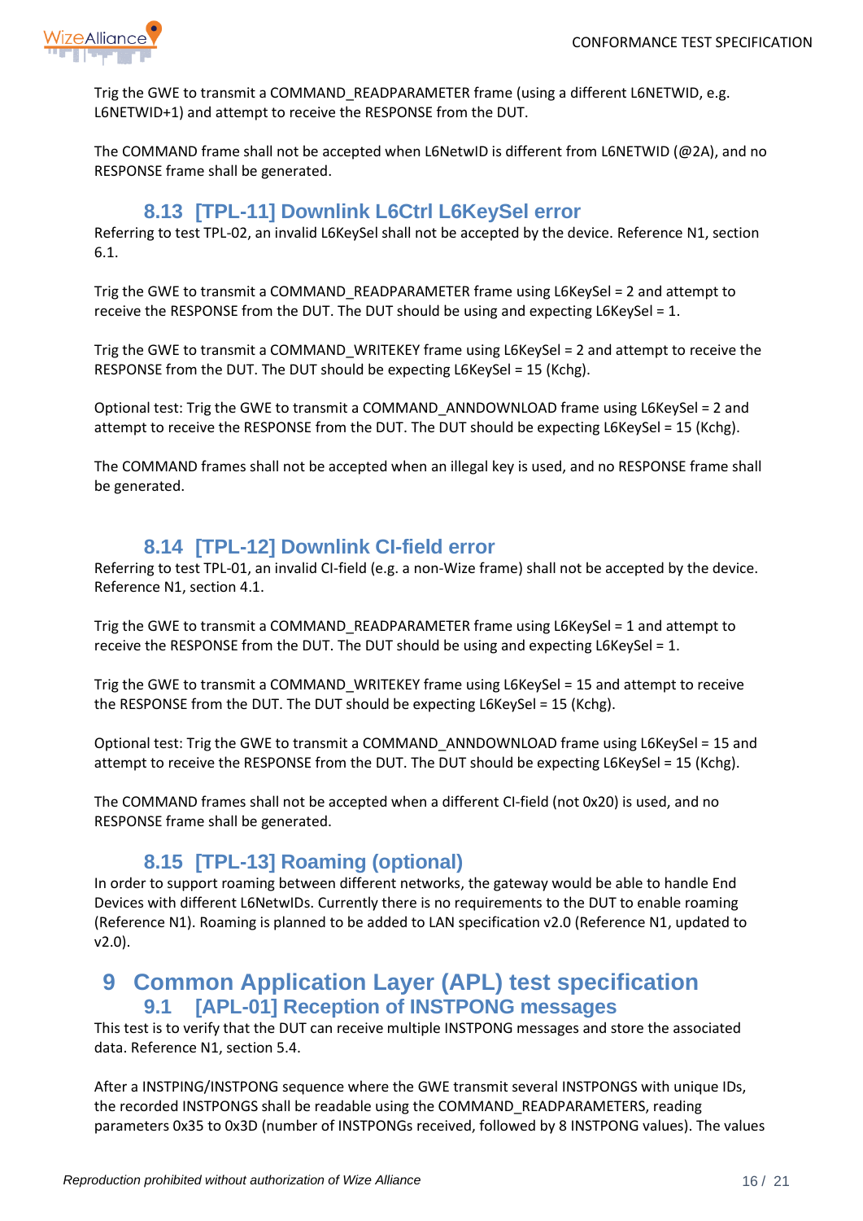Trig the GWE to transmit a COMMAND_READPARAMETER frame (using a different L6NETWID, e.g. L6NETWID+1) and attempt to receive the RESPONSE from the DUT.

The COMMAND frame shall not be accepted when L6NetwID is different from L6NETWID (@2A), and no RESPONSE frame shall be generated.

## 8.13 [TPL-11] Downlink L6Ctrl L6KeySel error

Referring to test TPL-02, an invalid L6KeySel shall not be accepted by the device. Reference N1, section 6.1.

Trig the GWE to transmit a COMMAND_READPARAMETER frame using L6KeySel = 2 and attempt to receive the RESPONSE from the DUT. The DUT should be using and expecting L6KeySel = 1.

Trig the GWE to transmit a COMMAND_WRITEKEY frame using L6KeySel = 2 and attempt to receive the RESPONSE from the DUT. The DUT should be expecting L6KeySel = 15 (Kchg).

Optional test: Trig the GWE to transmit a COMMAND_ANNDOWNLOAD frame using L6KeySel = 2 and attempt to receive the RESPONSE from the DUT. The DUT should be expecting L6KeySel = 15 (Kchg).

The COMMAND frames shall not be accepted when an illegal key is used, and no RESPONSE frame shall be generated.

## 8.14 [TPL-12] Downlink CI-field error

Referring to test TPL-01, an invalid CI-field (e.g. a non-Wize frame) shall not be accepted by the device. Reference N1, section 4.1.

Trig the GWE to transmit a COMMAND_READPARAMETER frame using L6KeySel = 1 and attempt to receive the RESPONSE from the DUT. The DUT should be using and expecting L6KeySel = 1.

Trig the GWE to transmit a COMMAND_WRITEKEY frame using L6KeySel = 15 and attempt to receive the RESPONSE from the DUT. The DUT should be expecting L6KeySel = 15 (Kchg).

Optional test: Trig the GWE to transmit a COMMAND_ANNDOWNLOAD frame using L6KeySel = 15 and attempt to receive the RESPONSE from the DUT. The DUT should be expecting L6KeySel = 15 (Kchg).

The COMMAND frames shall not be accepted when a different CI-field (not 0x20) is used, and no RESPONSE frame shall be generated.

## 8.15 [TPL-13] Roaming (optional)

In order to support roaming between different networks, the gateway would be able to handle End Devices with different L6NetwIDs. Currently there is no requirements to the DUT to enable roaming (Reference N1). Roaming is planned to be added to LAN specification v2.0 (Reference N1, updated to v2.0).

# 9 Common Application Layer (APL) test specification

## 9.1 [APL-01] Reception of INSTPONG messages

This test is to verify that the DUT can receive multiple INSTPONG messages and store the associated data. Reference N1, section 5.4.

After a INSTPING/INSTPONG sequence where the GWE transmit several INSTPONGS with unique IDs, the recorded INSTPONGS shall be readable using the COMMAND_READPARAMETERS, reading parameters 0x35 to 0x3D (number of INSTPONGs received, followed by 8 INSTPONG values). The values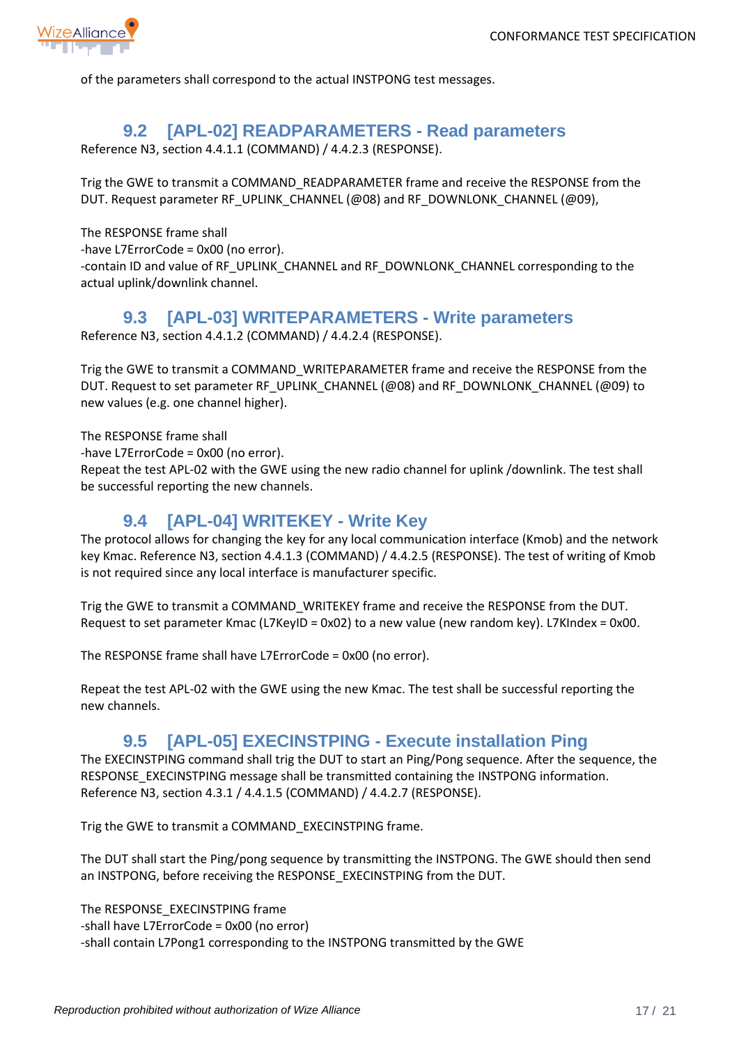of the parameters shall correspond to the actual INSTPONG test messages.

## 9.2 [APL-02] READPARAMETERS - Read parameters

Reference N3, section 4.4.1.1 (COMMAND) / 4.4.2.3 (RESPONSE).

Trig the GWE to transmit a COMMAND_READPARAMETER frame and receive the RESPONSE from the DUT. Request parameter RF_UPLINK_CHANNEL (@08) and RF_DOWNLONK_CHANNEL (@09),

The RESPONSE frame shall
-have L7ErrorCode = 0x00 (no error).
-contain ID and value of RF_UPLINK_CHANNEL and RF_DOWNLONK_CHANNEL corresponding to the actual uplink/downlink channel.

## 9.3 [APL-03] WRITEPARAMETERS - Write parameters

Reference N3, section 4.4.1.2 (COMMAND) / 4.4.2.4 (RESPONSE).

Trig the GWE to transmit a COMMAND_WRITEPARAMETER frame and receive the RESPONSE from the DUT. Request to set parameter RF_UPLINK_CHANNEL (@08) and RF_DOWNLONK_CHANNEL (@09) to new values (e.g. one channel higher).

The RESPONSE frame shall
-have L7ErrorCode = 0x00 (no error).
Repeat the test APL-02 with the GWE using the new radio channel for uplink /downlink. The test shall be successful reporting the new channels.

## 9.4 [APL-04] WRITEKEY - Write Key

The protocol allows for changing the key for any local communication interface (Kmob) and the network key Kmac. Reference N3, section 4.4.1.3 (COMMAND) / 4.4.2.5 (RESPONSE). The test of writing of Kmob is not required since any local interface is manufacturer specific.

Trig the GWE to transmit a COMMAND_WRITEKEY frame and receive the RESPONSE from the DUT. Request to set parameter Kmac (L7KeyID = 0x02) to a new value (new random key). L7KIndex = 0x00.

The RESPONSE frame shall have L7ErrorCode = 0x00 (no error).

Repeat the test APL-02 with the GWE using the new Kmac. The test shall be successful reporting the new channels.

## 9.5 [APL-05] EXECINSTPING - Execute installation Ping

The EXECINSTPING command shall trig the DUT to start an Ping/Pong sequence. After the sequence, the RESPONSE_EXECINSTPING message shall be transmitted containing the INSTPONG information. Reference N3, section 4.3.1 / 4.4.1.5 (COMMAND) / 4.4.2.7 (RESPONSE).

Trig the GWE to transmit a COMMAND_EXECINSTPING frame.

The DUT shall start the Ping/pong sequence by transmitting the INSTPONG. The GWE should then send an INSTPONG, before receiving the RESPONSE_EXECINSTPING from the DUT.

The RESPONSE_EXECINSTPING frame
-shall have L7ErrorCode = 0x00 (no error)
-shall contain L7Pong1 corresponding to the INSTPONG transmitted by the GWE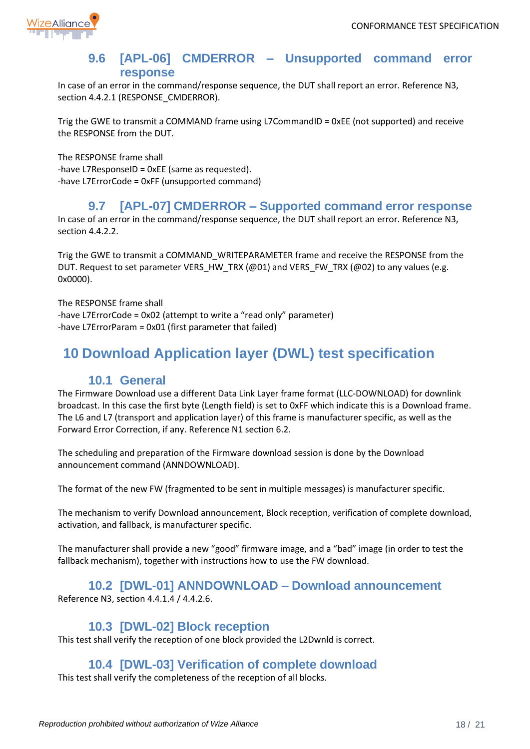### 9.6 [APL-06] CMDERROR – Unsupported command error response

In case of an error in the command/response sequence, the DUT shall report an error. Reference N3, section 4.4.2.1 (RESPONSE_CMDERROR).

Trig the GWE to transmit a COMMAND frame using L7CommandID = 0xEE (not supported) and receive the RESPONSE from the DUT.

The RESPONSE frame shall
-have L7ResponseID = 0xEE (same as requested).
-have L7ErrorCode = 0xFF (unsupported command)

### 9.7 [APL-07] CMDERROR – Supported command error response

In case of an error in the command/response sequence, the DUT shall report an error. Reference N3, section 4.4.2.2.

Trig the GWE to transmit a COMMAND_WRITEPARAMETER frame and receive the RESPONSE from the DUT. Request to set parameter VERS_HW_TRX (@01) and VERS_FW_TRX (@02) to any values (e.g. 0x0000).

The RESPONSE frame shall
-have L7ErrorCode = 0x02 (attempt to write a "read only" parameter)
-have L7ErrorParam = 0x01 (first parameter that failed)

## 10 Download Application layer (DWL) test specification

### 10.1 General

The Firmware Download use a different Data Link Layer frame format (LLC-DOWNLOAD) for downlink broadcast. In this case the first byte (Length field) is set to 0xFF which indicate this is a Download frame. The L6 and L7 (transport and application layer) of this frame is manufacturer specific, as well as the Forward Error Correction, if any. Reference N1 section 6.2.

The scheduling and preparation of the Firmware download session is done by the Download announcement command (ANNDOWNLOAD).

The format of the new FW (fragmented to be sent in multiple messages) is manufacturer specific.

The mechanism to verify Download announcement, Block reception, verification of complete download, activation, and fallback, is manufacturer specific.

The manufacturer shall provide a new "good" firmware image, and a "bad" image (in order to test the fallback mechanism), together with instructions how to use the FW download.

### 10.2 [DWL-01] ANNDOWNLOAD – Download announcement

Reference N3, section 4.4.1.4 / 4.4.2.6.

### 10.3 [DWL-02] Block reception

This test shall verify the reception of one block provided the L2Dwnld is correct.

### 10.4 [DWL-03] Verification of complete download

This test shall verify the completeness of the reception of all blocks.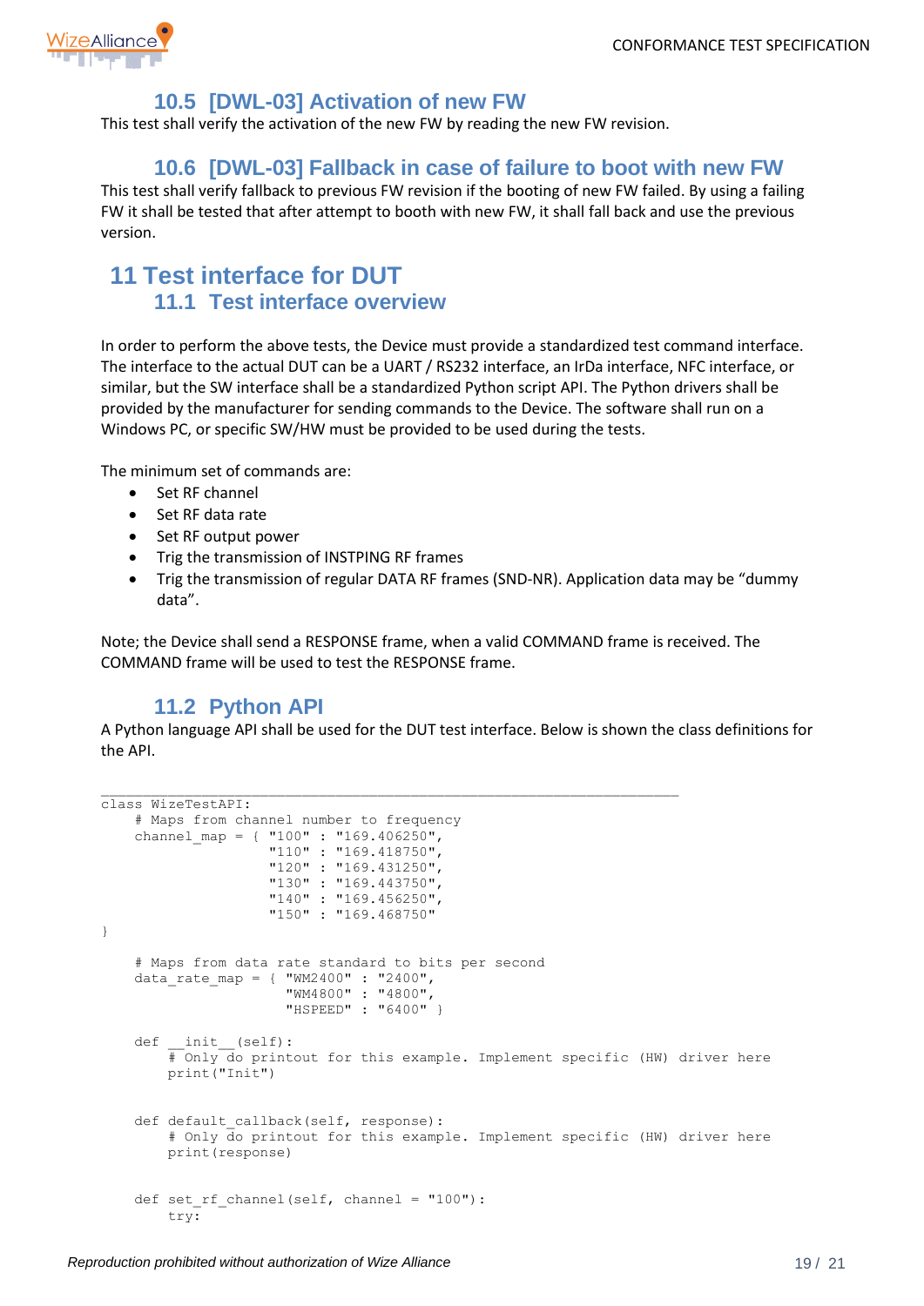## 10.5 [DWL-03] Activation of new FW

This test shall verify the activation of the new FW by reading the new FW revision.

## 10.6 [DWL-03] Fallback in case of failure to boot with new FW

This test shall verify fallback to previous FW revision if the booting of new FW failed. By using a failing FW it shall be tested that after attempt to booth with new FW, it shall fall back and use the previous version.

# 11 Test interface for DUT

## 11.1 Test interface overview

In order to perform the above tests, the Device must provide a standardized test command interface. The interface to the actual DUT can be a UART / RS232 interface, an IrDa interface, NFC interface, or similar, but the SW interface shall be a standardized Python script API. The Python drivers shall be provided by the manufacturer for sending commands to the Device. The software shall run on a Windows PC, or specific SW/HW must be provided to be used during the tests.

The minimum set of commands are:

- Set RF channel
- Set RF data rate
- Set RF output power
- Trig the transmission of INSTPING RF frames
- Trig the transmission of regular DATA RF frames (SND-NR). Application data may be “dummy data”.

Note; the Device shall send a RESPONSE frame, when a valid COMMAND frame is received. The COMMAND frame will be used to test the RESPONSE frame.

## 11.2 Python API

A Python language API shall be used for the DUT test interface. Below is shown the class definitions for the API.

```
class WizeTestAPI:
    # Maps from channel number to frequency
    channel_map = { "100" : "169.406250",
                    "110" : "169.418750",
                    "120" : "169.431250",
                    "130" : "169.443750",
                    "140" : "169.456250",
                    "150" : "169.468750"
}

    # Maps from data rate standard to bits per second
    data_rate_map = { "WM2400" : "2400",
                      "WM4800" : "4800",
                      "HSPEED" : "6400" }

    def __init__(self):
        # Only do printout for this example. Implement specific (HW) driver here
        print("Init")


    def default_callback(self, response):
        # Only do printout for this example. Implement specific (HW) driver here
        print(response)


    def set_rf_channel(self, channel = "100"):
        try:
```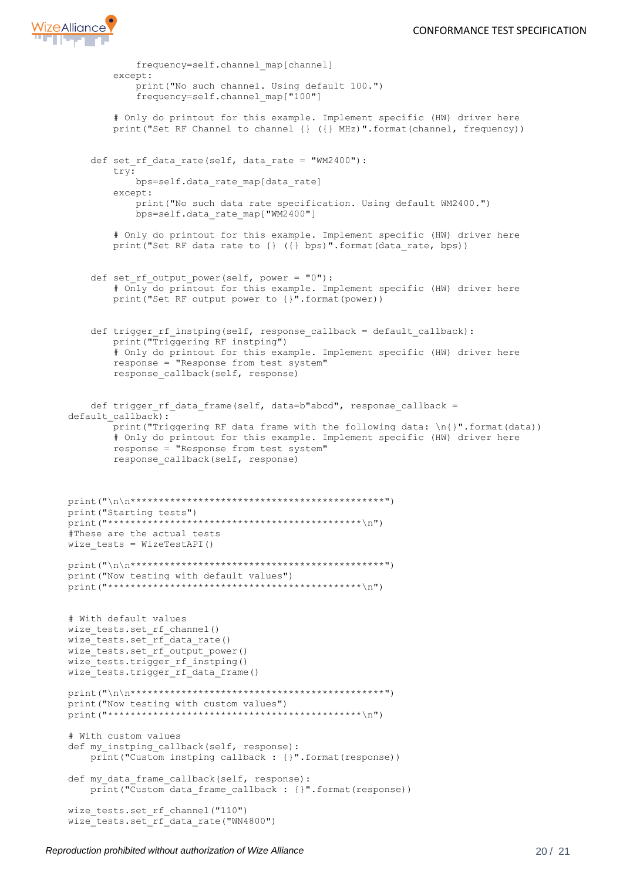```
            frequency=self.channel_map[channel]
        except:
            print("No such channel. Using default 100.")
            frequency=self.channel_map["100"]

        # Only do printout for this example. Implement specific (HW) driver here
        print("Set RF Channel to channel {} ({} MHz)".format(channel, frequency))


    def set_rf_data_rate(self, data_rate = "WM2400"):
        try:
            bps=self.data_rate_map[data_rate]
        except:
            print("No such data rate specification. Using default WM2400.")
            bps=self.data_rate_map["WM2400"]

        # Only do printout for this example. Implement specific (HW) driver here
        print("Set RF data rate to {} ({} bps)".format(data_rate, bps))


    def set_rf_output_power(self, power = "0"):
        # Only do printout for this example. Implement specific (HW) driver here
        print("Set RF output power to {}".format(power))


    def trigger_rf_instping(self, response_callback = default_callback):
        print("Triggering RF instping")
        # Only do printout for this example. Implement specific (HW) driver here
        response = "Response from test system"
        response_callback(self, response)


    def trigger_rf_data_frame(self, data=b"abcd", response_callback = 
default_callback):
        print("Triggering RF data frame with the following data: \n{}".format(data))
        # Only do printout for this example. Implement specific (HW) driver here
        response = "Response from test system"
        response_callback(self, response)



print("\n\n**********************************************")
print("Starting tests")
print("**********************************************\n")
#These are the actual tests
wize_tests = WizeTestAPI()

print("\n\n**********************************************")
print("Now testing with default values")
print("**********************************************\n")


# With default values
wize_tests.set_rf_channel()
wize_tests.set_rf_data_rate()
wize_tests.set_rf_output_power()
wize_tests.trigger_rf_instping()
wize_tests.trigger_rf_data_frame()

print("\n\n**********************************************")
print("Now testing with custom values")
print("**********************************************\n")

# With custom values
def my_instping_callback(self, response):
    print("Custom instping callback : {}".format(response))

def my_data_frame_callback(self, response):
    print("Custom data_frame_callback : {}".format(response))

wize_tests.set_rf_channel("110")
wize_tests.set_rf_data_rate("WN4800")
```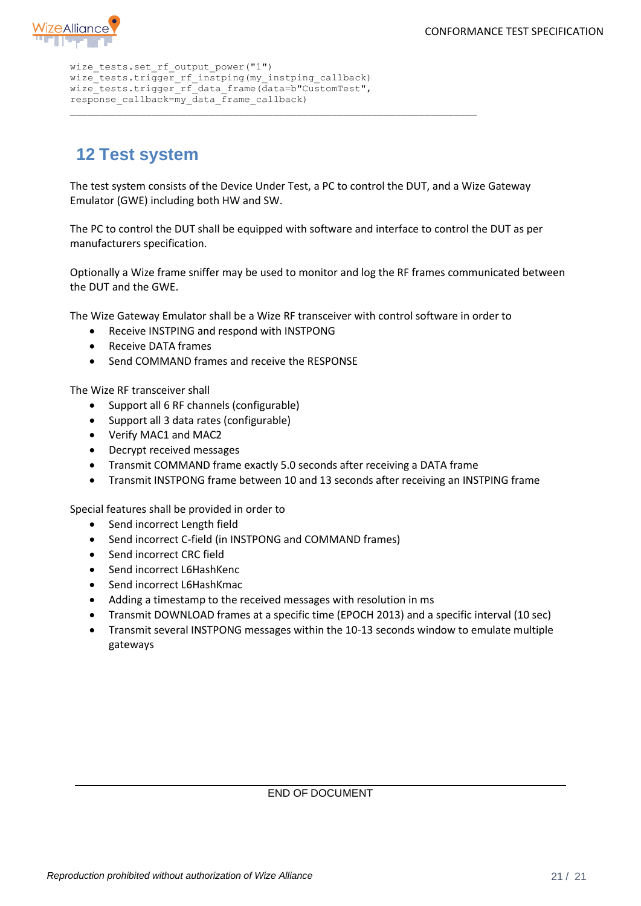```
wize_tests.set_rf_output_power("1")
wize_tests.trigger_rf_instping(my_instping_callback)
wize_tests.trigger_rf_data_frame(data=b"CustomTest",
response_callback=my_data_frame_callback)
```

# 12 Test system

The test system consists of the Device Under Test, a PC to control the DUT, and a Wize Gateway Emulator (GWE) including both HW and SW.

The PC to control the DUT shall be equipped with software and interface to control the DUT as per manufacturers specification.

Optionally a Wize frame sniffer may be used to monitor and log the RF frames communicated between the DUT and the GWE.

The Wize Gateway Emulator shall be a Wize RF transceiver with control software in order to

- Receive INSTPING and respond with INSTPONG
- Receive DATA frames
- Send COMMAND frames and receive the RESPONSE

The Wize RF transceiver shall

- Support all 6 RF channels (configurable)
- Support all 3 data rates (configurable)
- Verify MAC1 and MAC2
- Decrypt received messages
- Transmit COMMAND frame exactly 5.0 seconds after receiving a DATA frame
- Transmit INSTPONG frame between 10 and 13 seconds after receiving an INSTPING frame

Special features shall be provided in order to

- Send incorrect Length field
- Send incorrect C-field (in INSTPONG and COMMAND frames)
- Send incorrect CRC field
- Send incorrect L6HashKenc
- Send incorrect L6HashKmac
- Adding a timestamp to the received messages with resolution in ms
- Transmit DOWNLOAD frames at a specific time (EPOCH 2013) and a specific interval (10 sec)
- Transmit several INSTPONG messages within the 10-13 seconds window to emulate multiple gateways

---

END OF DOCUMENT